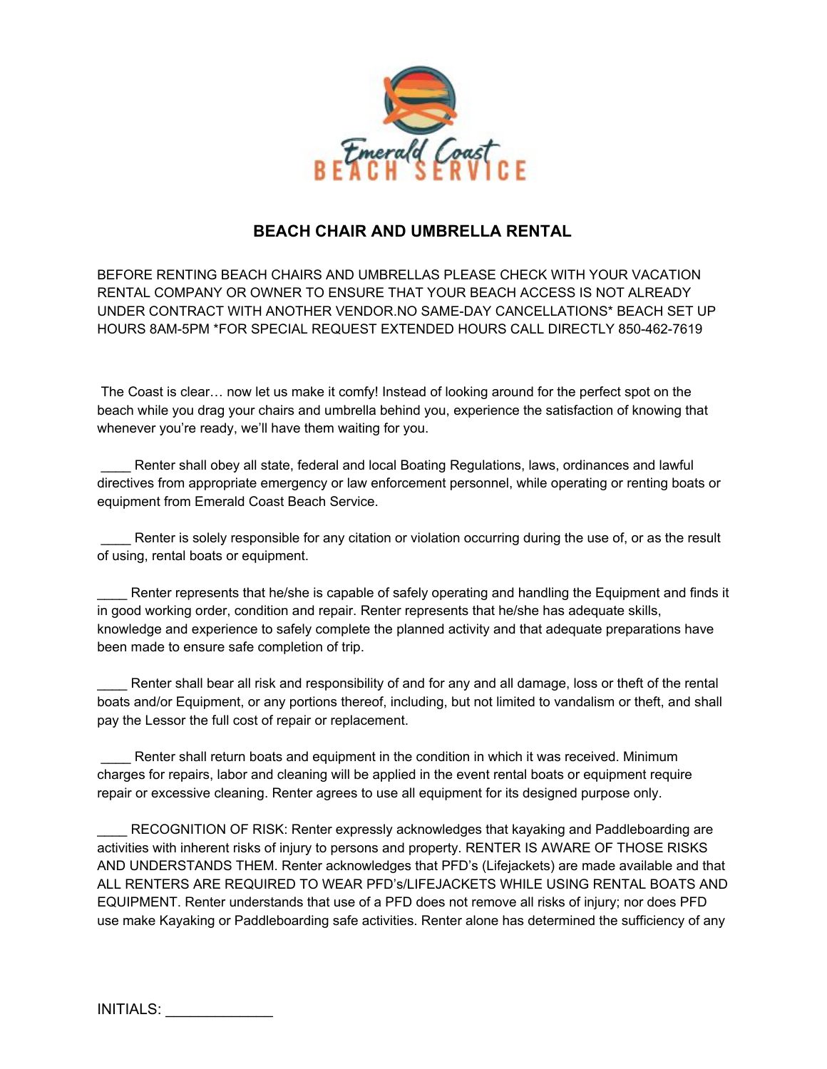# BEACH CHAIR AND UMBRELLA RENTAL

BEFORE RENTING BEACH CHAIRS AND UMBRELLAS PLEASE CHECK WITH YOUR VACATION RENTAL COMPANY OR OWNER TO ENSURE THAT YOUR BEACH ACCESS IS NOT ALREADY UNDER CONTRACT WITH ANOTHER VENDOR.NO SAME-DAY CANCELLATIONS* BEACH SET UP HOURS 8AM-5PM *FOR SPECIAL REQUEST EXTENDED HOURS CALL DIRECTLY 850-462-7619

The Coast is clear… now let us make it comfy! Instead of looking around for the perfect spot on the beach while you drag your chairs and umbrella behind you, experience the satisfaction of knowing that whenever you're ready, we'll have them waiting for you.

____ Renter shall obey all state, federal and local Boating Regulations, laws, ordinances and lawful directives from appropriate emergency or law enforcement personnel, while operating or renting boats or equipment from Emerald Coast Beach Service.

____ Renter is solely responsible for any citation or violation occurring during the use of, or as the result of using, rental boats or equipment.

____ Renter represents that he/she is capable of safely operating and handling the Equipment and finds it in good working order, condition and repair. Renter represents that he/she has adequate skills, knowledge and experience to safely complete the planned activity and that adequate preparations have been made to ensure safe completion of trip.

____ Renter shall bear all risk and responsibility of and for any and all damage, loss or theft of the rental boats and/or Equipment, or any portions thereof, including, but not limited to vandalism or theft, and shall pay the Lessor the full cost of repair or replacement.

____ Renter shall return boats and equipment in the condition in which it was received. Minimum charges for repairs, labor and cleaning will be applied in the event rental boats or equipment require repair or excessive cleaning. Renter agrees to use all equipment for its designed purpose only.

____ RECOGNITION OF RISK: Renter expressly acknowledges that kayaking and Paddleboarding are activities with inherent risks of injury to persons and property. RENTER IS AWARE OF THOSE RISKS AND UNDERSTANDS THEM. Renter acknowledges that PFD's (Lifejackets) are made available and that ALL RENTERS ARE REQUIRED TO WEAR PFD's/LIFEJACKETS WHILE USING RENTAL BOATS AND EQUIPMENT. Renter understands that use of a PFD does not remove all risks of injury; nor does PFD use make Kayaking or Paddleboarding safe activities. Renter alone has determined the sufficiency of any

INITIALS: ____________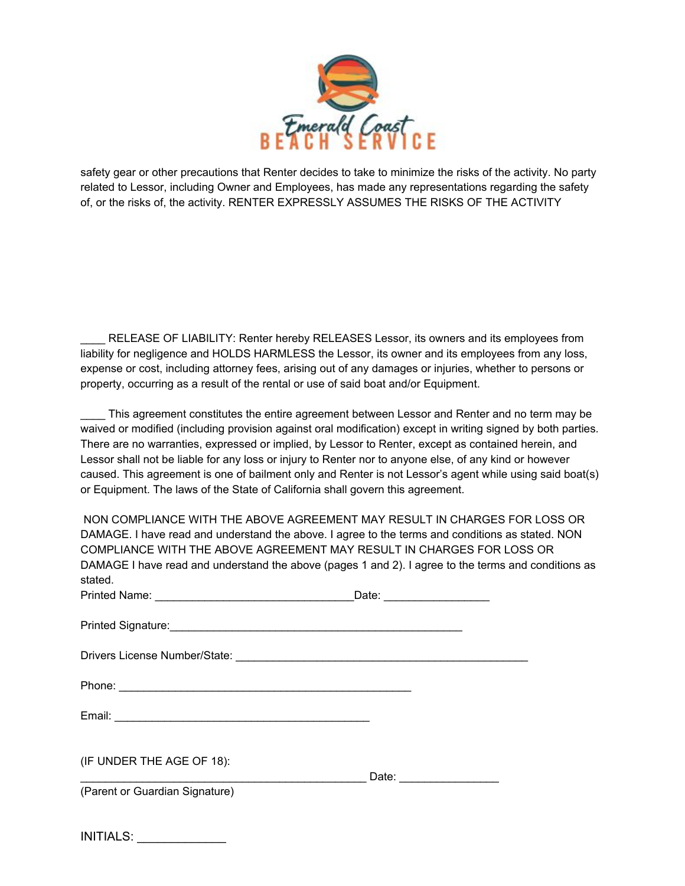safety gear or other precautions that Renter decides to take to minimize the risks of the activity. No party related to Lessor, including Owner and Employees, has made any representations regarding the safety of, or the risks of, the activity. RENTER EXPRESSLY ASSUMES THE RISKS OF THE ACTIVITY

____ RELEASE OF LIABILITY: Renter hereby RELEASES Lessor, its owners and its employees from liability for negligence and HOLDS HARMLESS the Lessor, its owner and its employees from any loss, expense or cost, including attorney fees, arising out of any damages or injuries, whether to persons or property, occurring as a result of the rental or use of said boat and/or Equipment.

____ This agreement constitutes the entire agreement between Lessor and Renter and no term may be waived or modified (including provision against oral modification) except in writing signed by both parties. There are no warranties, expressed or implied, by Lessor to Renter, except as contained herein, and Lessor shall not be liable for any loss or injury to Renter nor to anyone else, of any kind or however caused. This agreement is one of bailment only and Renter is not Lessor's agent while using said boat(s) or Equipment. The laws of the State of California shall govern this agreement.

NON COMPLIANCE WITH THE ABOVE AGREEMENT MAY RESULT IN CHARGES FOR LOSS OR DAMAGE. I have read and understand the above. I agree to the terms and conditions as stated. NON COMPLIANCE WITH THE ABOVE AGREEMENT MAY RESULT IN CHARGES FOR LOSS OR DAMAGE I have read and understand the above (pages 1 and 2). I agree to the terms and conditions as stated.

Printed Name: ________________________________ Date: _________________

Printed Signature: ______________________________________________

Drivers License Number/State: _______________________________________________

Phone: _______________________________________________

Email: __________________________________________

(IF UNDER THE AGE OF 18):

_______________________________________________ Date: ________________

(Parent or Guardian Signature)

INITIALS: ______________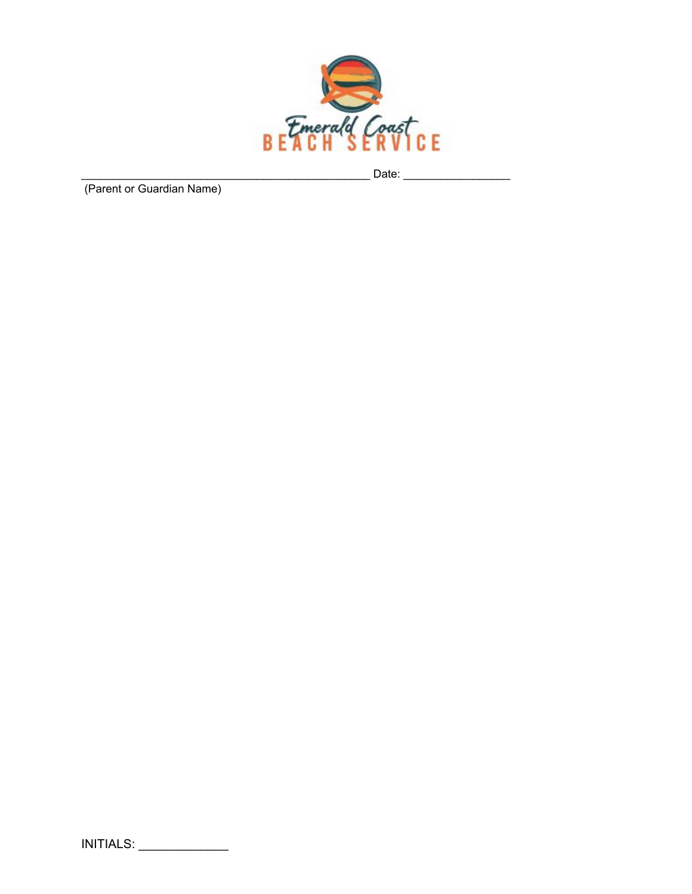Emerald Coast BEACH SERVICE

_______________________________________________ Date: _________________
(Parent or Guardian Name)

INITIALS: _____________